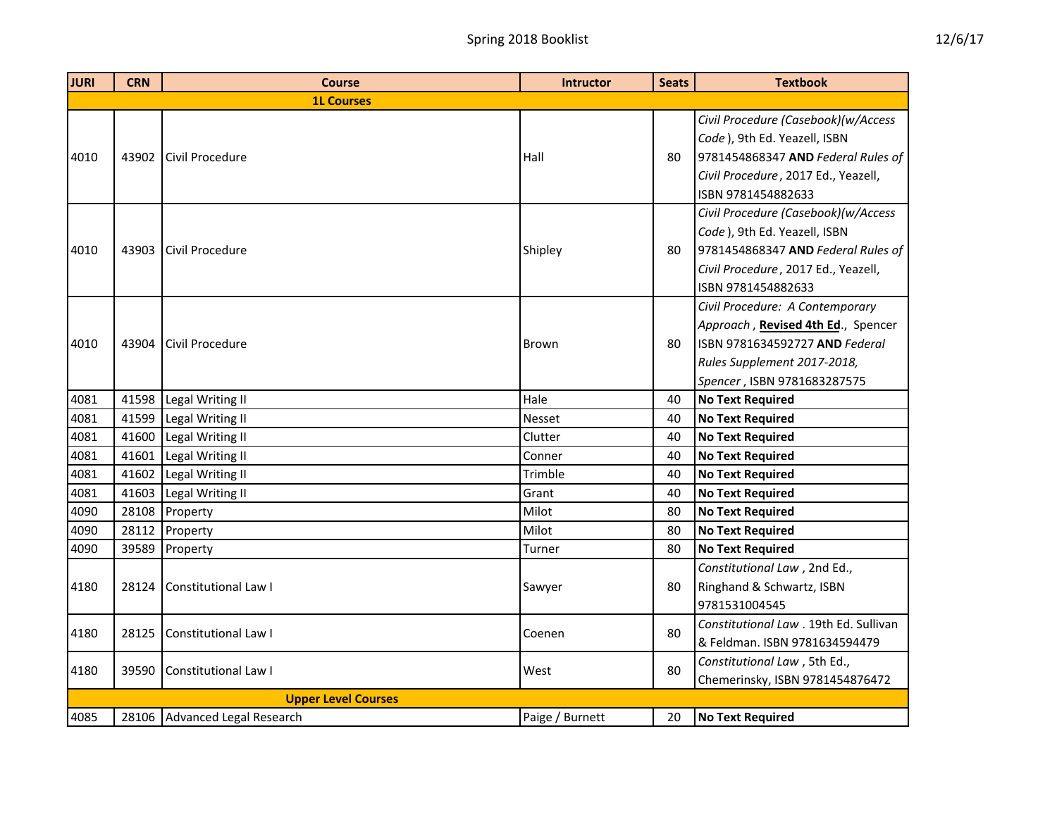Spring 2018 Booklist

12/6/17

| JURI | CRN | Course | Intructor | Seats | Textbook |
|---|---|---|---|---|---|
| **1L Courses** | | | | | |
| 4010 | 43902 | Civil Procedure | Hall | 80 | *Civil Procedure (Casebook)(w/Access Code* ), 9th Ed. Yeazell, ISBN 9781454868347 **AND** *Federal Rules of Civil Procedure* , 2017 Ed., Yeazell, ISBN 9781454882633 |
| 4010 | 43903 | Civil Procedure | Shipley | 80 | *Civil Procedure (Casebook)(w/Access Code* ), 9th Ed. Yeazell, ISBN 9781454868347 **AND** *Federal Rules of Civil Procedure* , 2017 Ed., Yeazell, ISBN 9781454882633 |
| 4010 | 43904 | Civil Procedure | Brown | 80 | *Civil Procedure: A Contemporary Approach* , **Revised 4th Ed**., Spencer ISBN 9781634592727 **AND** *Federal Rules Supplement 2017-2018, Spencer* , ISBN 9781683287575 |
| 4081 | 41598 | Legal Writing II | Hale | 40 | **No Text Required** |
| 4081 | 41599 | Legal Writing II | Nesset | 40 | **No Text Required** |
| 4081 | 41600 | Legal Writing II | Clutter | 40 | **No Text Required** |
| 4081 | 41601 | Legal Writing II | Conner | 40 | **No Text Required** |
| 4081 | 41602 | Legal Writing II | Trimble | 40 | **No Text Required** |
| 4081 | 41603 | Legal Writing II | Grant | 40 | **No Text Required** |
| 4090 | 28108 | Property | Milot | 80 | **No Text Required** |
| 4090 | 28112 | Property | Milot | 80 | **No Text Required** |
| 4090 | 39589 | Property | Turner | 80 | **No Text Required** |
| 4180 | 28124 | Constitutional Law I | Sawyer | 80 | *Constitutional Law* , 2nd Ed., Ringhand & Schwartz, ISBN 9781531004545 |
| 4180 | 28125 | Constitutional Law I | Coenen | 80 | *Constitutional Law* . 19th Ed. Sullivan & Feldman. ISBN 9781634594479 |
| 4180 | 39590 | Constitutional Law I | West | 80 | *Constitutional Law* , 5th Ed., Chemerinsky, ISBN 9781454876472 |
| **Upper Level Courses** | | | | | |
| 4085 | 28106 | Advanced Legal Research | Paige / Burnett | 20 | **No Text Required** |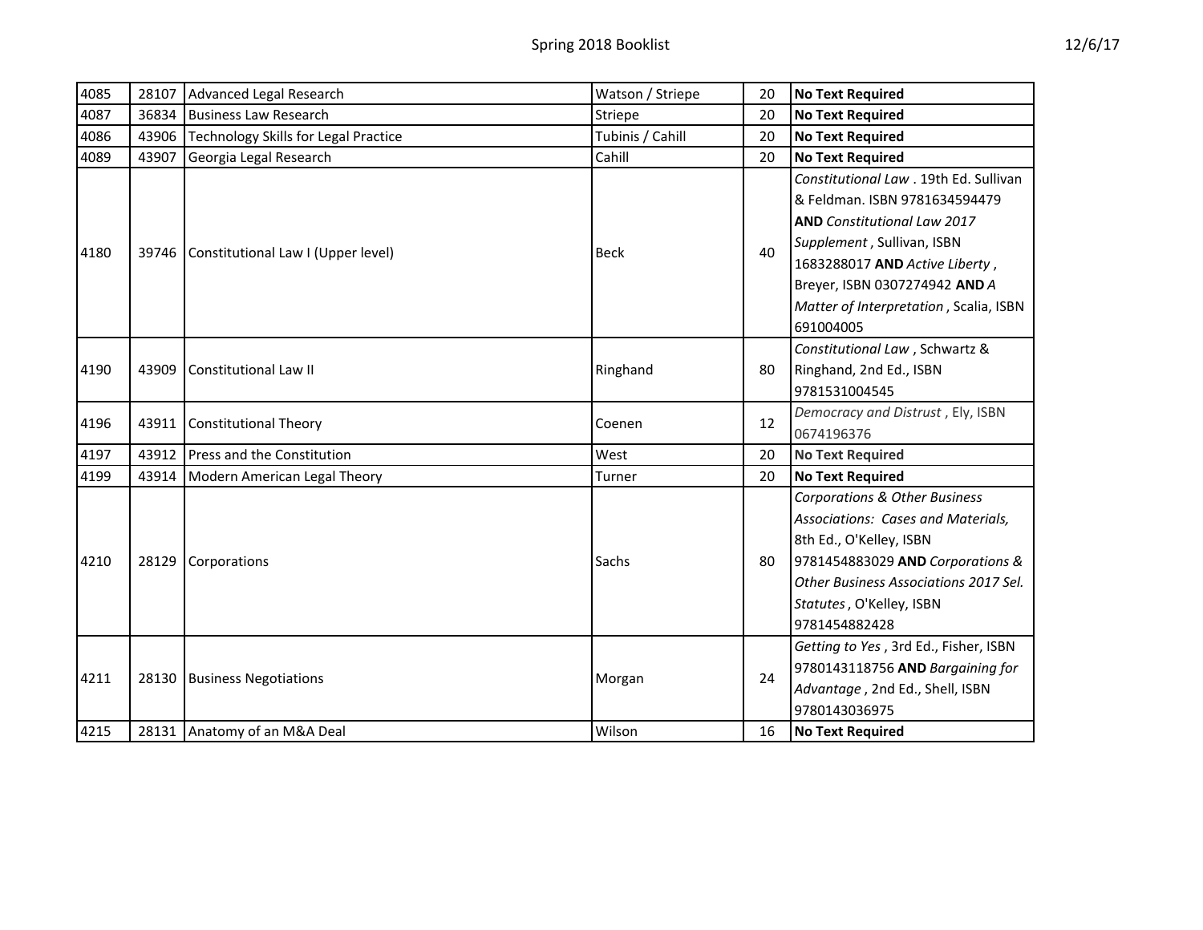| | | | | | |
|---|---|---|---|---|---|
| 4085 | 28107 | Advanced Legal Research | Watson / Striepe | 20 | **No Text Required** |
| 4087 | 36834 | Business Law Research | Striepe | 20 | **No Text Required** |
| 4086 | 43906 | Technology Skills for Legal Practice | Tubinis / Cahill | 20 | **No Text Required** |
| 4089 | 43907 | Georgia Legal Research | Cahill | 20 | **No Text Required** |
| 4180 | 39746 | Constitutional Law I (Upper level) | Beck | 40 | *Constitutional Law* . 19th Ed. Sullivan & Feldman. ISBN 9781634594479 **AND** *Constitutional Law 2017 Supplement* , Sullivan, ISBN 1683288017 **AND** *Active Liberty* , Breyer, ISBN 0307274942 **AND** *A Matter of Interpretation* , Scalia, ISBN 691004005 |
| 4190 | 43909 | Constitutional Law II | Ringhand | 80 | *Constitutional Law* , Schwartz & Ringhand, 2nd Ed., ISBN 9781531004545 |
| 4196 | 43911 | Constitutional Theory | Coenen | 12 | *Democracy and Distrust* , Ely, ISBN 0674196376 |
| 4197 | 43912 | Press and the Constitution | West | 20 | **No Text Required** |
| 4199 | 43914 | Modern American Legal Theory | Turner | 20 | **No Text Required** |
| 4210 | 28129 | Corporations | Sachs | 80 | *Corporations & Other Business Associations: Cases and Materials,* 8th Ed., O'Kelley, ISBN 9781454883029 **AND** *Corporations & Other Business Associations 2017 Sel. Statutes* , O'Kelley, ISBN 9781454882428 |
| 4211 | 28130 | Business Negotiations | Morgan | 24 | *Getting to Yes* , 3rd Ed., Fisher, ISBN 9780143118756 **AND** *Bargaining for Advantage* , 2nd Ed., Shell, ISBN 9780143036975 |
| 4215 | 28131 | Anatomy of an M&A Deal | Wilson | 16 | **No Text Required** |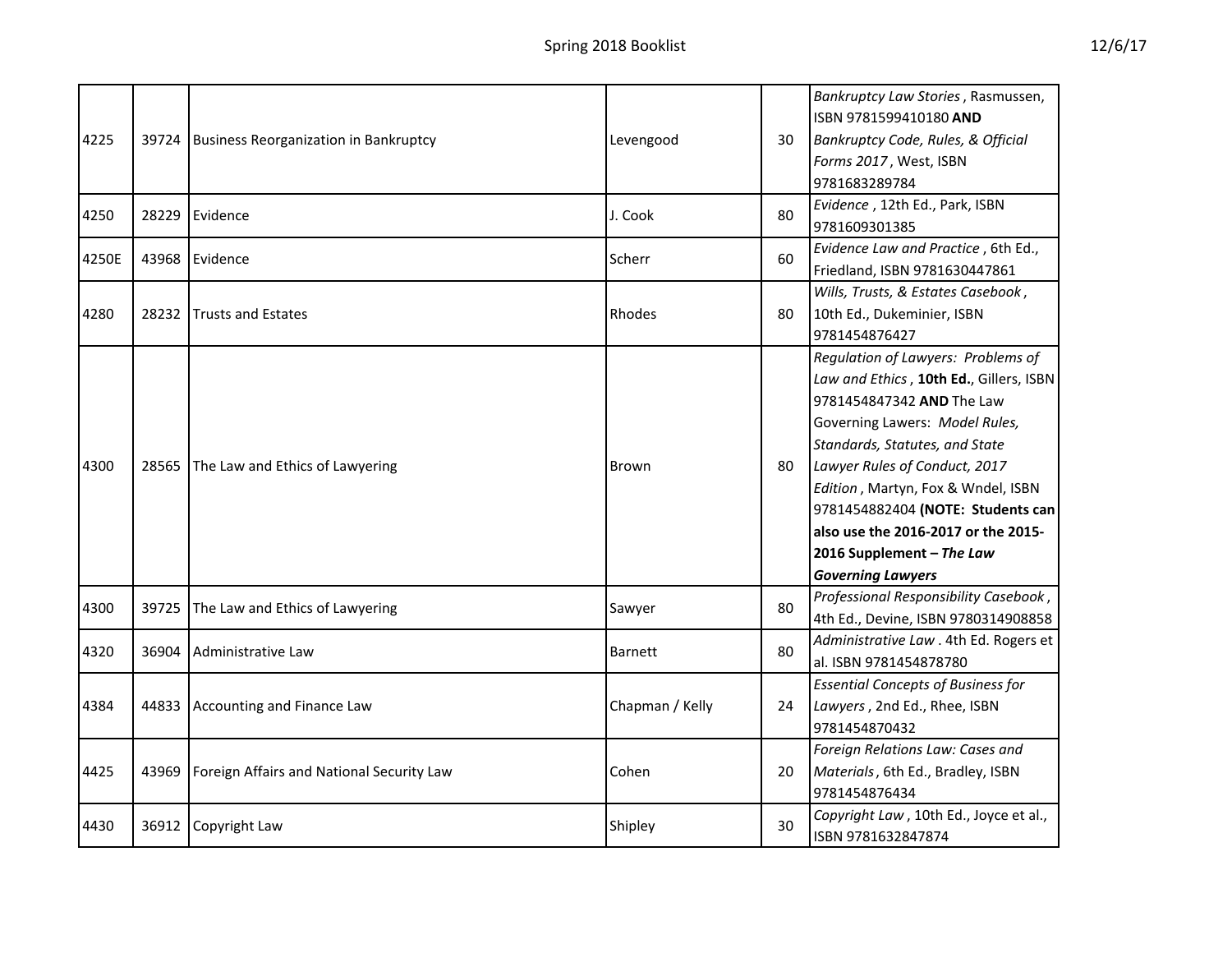| 4225 | 39724 | Business Reorganization in Bankruptcy | Levengood | 30 | *Bankruptcy Law Stories* , Rasmussen, ISBN 9781599410180 **AND** *Bankruptcy Code, Rules, & Official Forms 2017* , West, ISBN 9781683289784 |
|---|---|---|---|---|---|
| 4250 | 28229 | Evidence | J. Cook | 80 | *Evidence* , 12th Ed., Park, ISBN 9781609301385 |
| 4250E | 43968 | Evidence | Scherr | 60 | *Evidence Law and Practice* , 6th Ed., Friedland, ISBN 9781630447861 |
| 4280 | 28232 | Trusts and Estates | Rhodes | 80 | *Wills, Trusts, & Estates Casebook* , 10th Ed., Dukeminier, ISBN 9781454876427 |
| 4300 | 28565 | The Law and Ethics of Lawyering | Brown | 80 | *Regulation of Lawyers: Problems of Law and Ethics* , **10th Ed.**, Gillers, ISBN 9781454847342 **AND** The Law Governing Lawers: *Model Rules, Standards, Statutes, and State Lawyer Rules of Conduct, 2017 Edition* , Martyn, Fox & Wndel, ISBN 9781454882404 **(NOTE: Students can also use the 2016-2017 or the 2015-2016 Supplement – *The Law Governing Lawyers*** |
| 4300 | 39725 | The Law and Ethics of Lawyering | Sawyer | 80 | *Professional Responsibility Casebook* , 4th Ed., Devine, ISBN 9780314908858 |
| 4320 | 36904 | Administrative Law | Barnett | 80 | *Administrative Law* . 4th Ed. Rogers et al. ISBN 9781454878780 |
| 4384 | 44833 | Accounting and Finance Law | Chapman / Kelly | 24 | *Essential Concepts of Business for Lawyers* , 2nd Ed., Rhee, ISBN 9781454870432 |
| 4425 | 43969 | Foreign Affairs and National Security Law | Cohen | 20 | *Foreign Relations Law: Cases and Materials* , 6th Ed., Bradley, ISBN 9781454876434 |
| 4430 | 36912 | Copyright Law | Shipley | 30 | *Copyright Law* , 10th Ed., Joyce et al., ISBN 9781632847874 |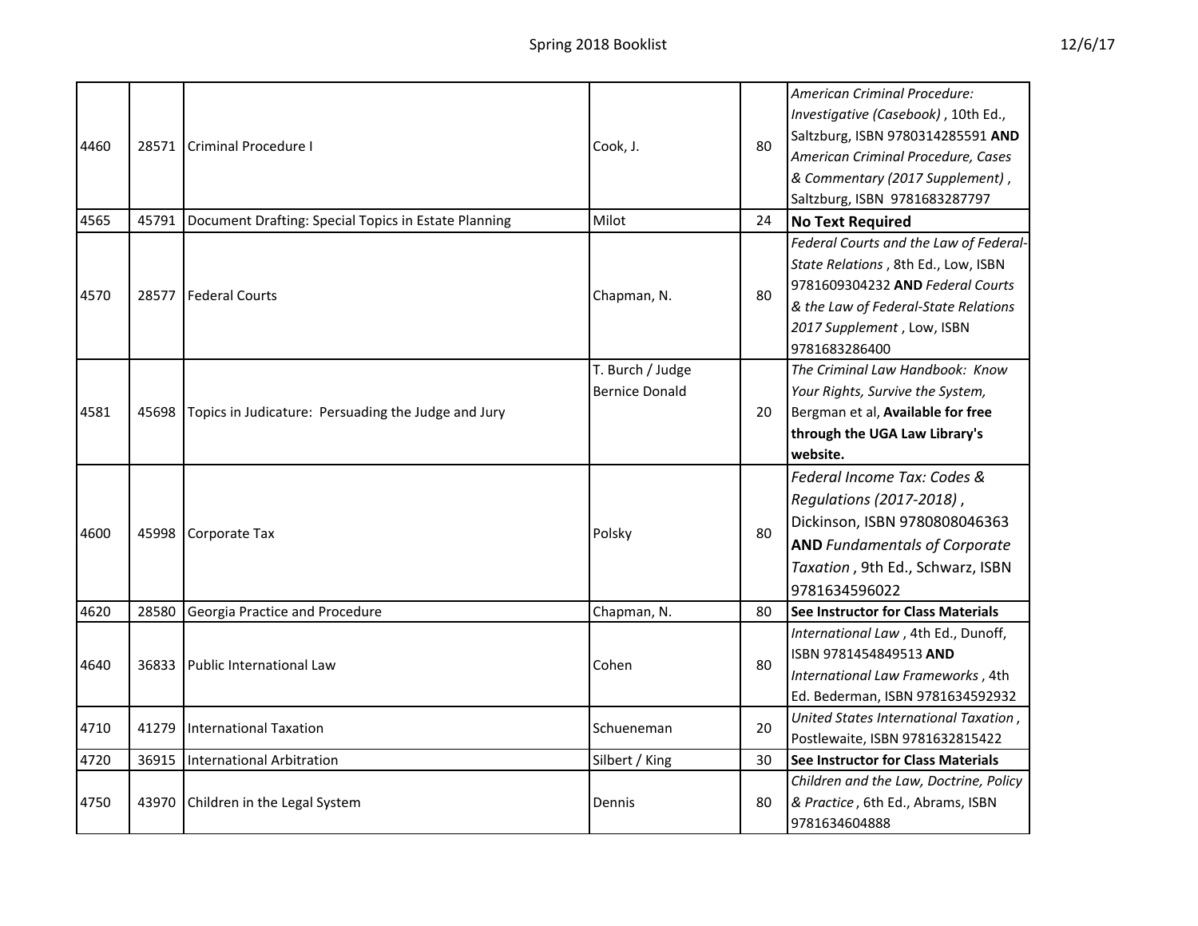| | | | | | |
|---|---|---|---|---|---|
| 4460 | 28571 | Criminal Procedure I | Cook, J. | 80 | *American Criminal Procedure: Investigative (Casebook)* , 10th Ed., Saltzburg, ISBN 9780314285591 **AND** *American Criminal Procedure, Cases & Commentary (2017 Supplement)* , Saltzburg, ISBN 9781683287797 |
| 4565 | 45791 | Document Drafting: Special Topics in Estate Planning | Milot | 24 | **No Text Required** |
| 4570 | 28577 | Federal Courts | Chapman, N. | 80 | *Federal Courts and the Law of Federal-State Relations* , 8th Ed., Low, ISBN 9781609304232 **AND** *Federal Courts & the Law of Federal-State Relations 2017 Supplement* , Low, ISBN 9781683286400 |
| 4581 | 45698 | Topics in Judicature: Persuading the Judge and Jury | T. Burch / Judge Bernice Donald | 20 | *The Criminal Law Handbook: Know Your Rights, Survive the System,* Bergman et al, **Available for free through the UGA Law Library's website.** |
| 4600 | 45998 | Corporate Tax | Polsky | 80 | *Federal Income Tax: Codes & Regulations (2017-2018)* , Dickinson, ISBN 9780808046363 **AND** *Fundamentals of Corporate Taxation* , 9th Ed., Schwarz, ISBN 9781634596022 |
| 4620 | 28580 | Georgia Practice and Procedure | Chapman, N. | 80 | **See Instructor for Class Materials** |
| 4640 | 36833 | Public International Law | Cohen | 80 | *International Law* , 4th Ed., Dunoff, ISBN 9781454849513 **AND** *International Law Frameworks* , 4th Ed. Bederman, ISBN 9781634592932 |
| 4710 | 41279 | International Taxation | Schueneman | 20 | *United States International Taxation* , Postlewaite, ISBN 9781632815422 |
| 4720 | 36915 | International Arbitration | Silbert / King | 30 | **See Instructor for Class Materials** |
| 4750 | 43970 | Children in the Legal System | Dennis | 80 | *Children and the Law, Doctrine, Policy & Practice* , 6th Ed., Abrams, ISBN 9781634604888 |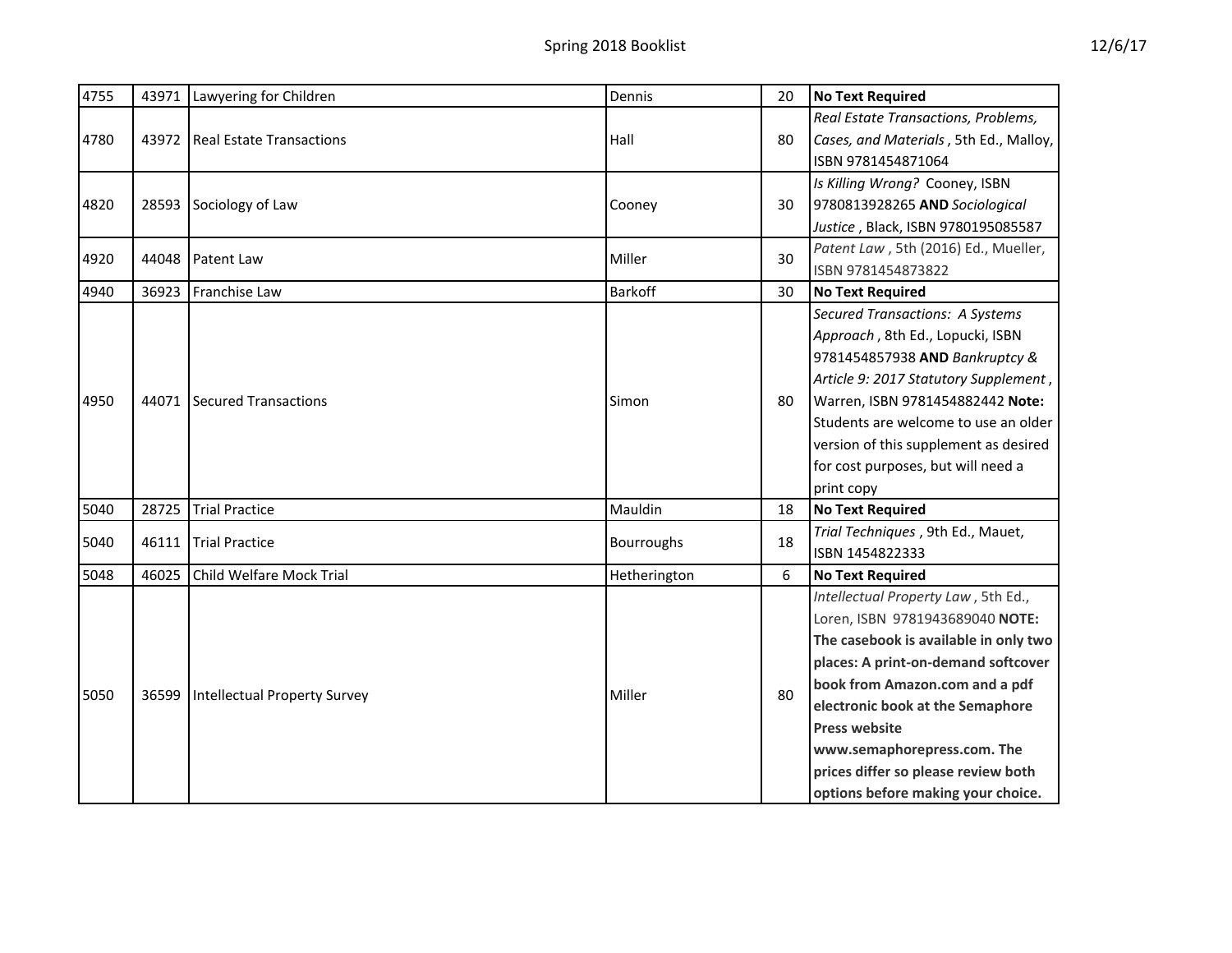| | | | | | |
|---|---|---|---|---|---|
| 4755 | 43971 | Lawyering for Children | Dennis | 20 | **No Text Required** |
| 4780 | 43972 | Real Estate Transactions | Hall | 80 | *Real Estate Transactions, Problems, Cases, and Materials* , 5th Ed., Malloy, ISBN 9781454871064 |
| 4820 | 28593 | Sociology of Law | Cooney | 30 | *Is Killing Wrong?* Cooney, ISBN 9780813928265 **AND** *Sociological Justice* , Black, ISBN 9780195085587 |
| 4920 | 44048 | Patent Law | Miller | 30 | *Patent Law* , 5th (2016) Ed., Mueller, ISBN 9781454873822 |
| 4940 | 36923 | Franchise Law | Barkoff | 30 | **No Text Required** |
| 4950 | 44071 | Secured Transactions | Simon | 80 | *Secured Transactions: A Systems Approach* , 8th Ed., Lopucki, ISBN 9781454857938 **AND** *Bankruptcy & Article 9: 2017 Statutory Supplement* , Warren, ISBN 9781454882442 **Note:** Students are welcome to use an older version of this supplement as desired for cost purposes, but will need a print copy |
| 5040 | 28725 | Trial Practice | Mauldin | 18 | **No Text Required** |
| 5040 | 46111 | Trial Practice | Bourroughs | 18 | *Trial Techniques* , 9th Ed., Mauet, ISBN 1454822333 |
| 5048 | 46025 | Child Welfare Mock Trial | Hetherington | 6 | **No Text Required** |
| 5050 | 36599 | Intellectual Property Survey | Miller | 80 | *Intellectual Property Law* , 5th Ed., Loren, ISBN 9781943689040 **NOTE: The casebook is available in only two places: A print-on-demand softcover book from Amazon.com and a pdf electronic book at the Semaphore Press website www.semaphorepress.com. The prices differ so please review both options before making your choice.** |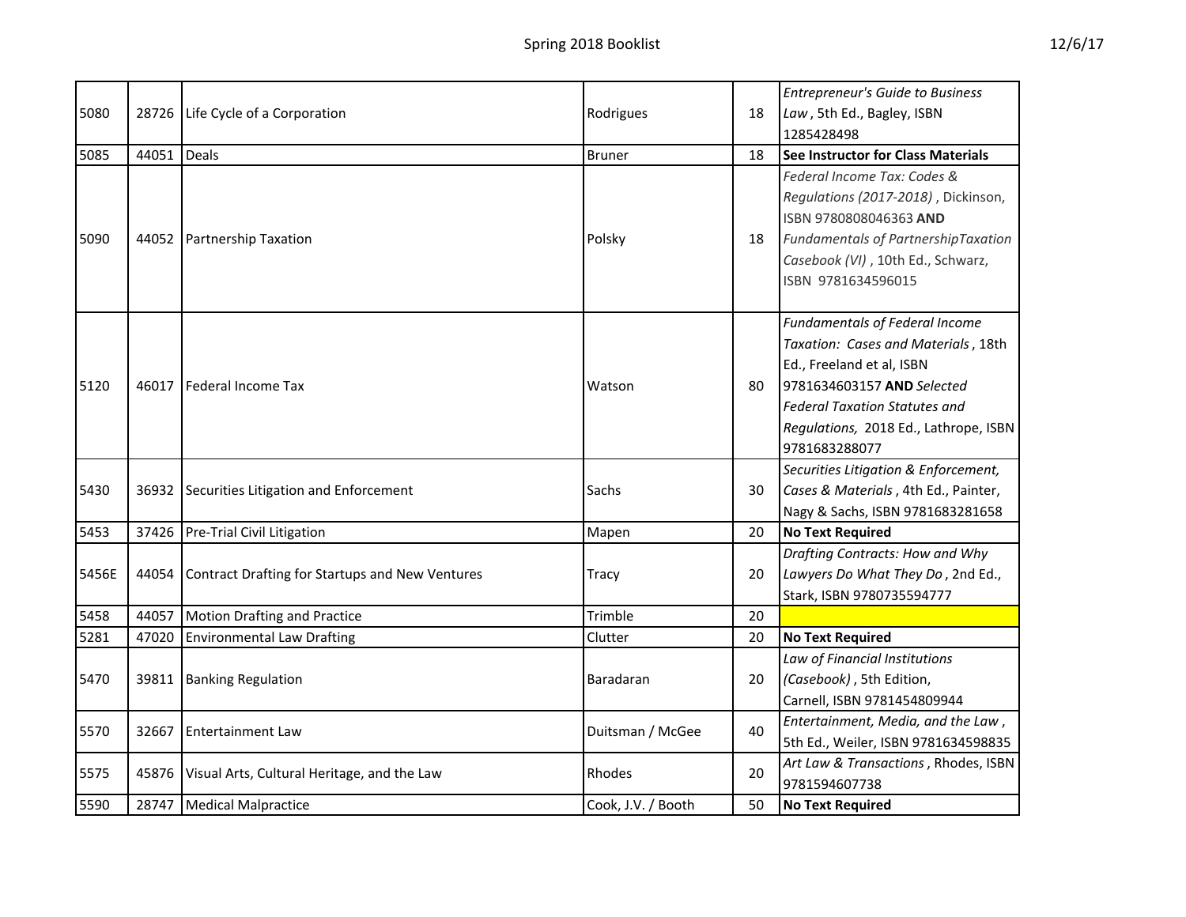| | | | | | |
|---|---|---|---|---|---|
| 5080 | 28726 | Life Cycle of a Corporation | Rodrigues | 18 | *Entrepreneur's Guide to Business Law* , 5th Ed., Bagley, ISBN 1285428498 |
| 5085 | 44051 | Deals | Bruner | 18 | **See Instructor for Class Materials** |
| 5090 | 44052 | Partnership Taxation | Polsky | 18 | *Federal Income Tax: Codes & Regulations (2017-2018)* , Dickinson, ISBN 9780808046363 **AND** *Fundamentals of PartnershipTaxation Casebook (VI)* , 10th Ed., Schwarz, ISBN 9781634596015 |
| 5120 | 46017 | Federal Income Tax | Watson | 80 | *Fundamentals of Federal Income Taxation: Cases and Materials* , 18th Ed., Freeland et al, ISBN 9781634603157 **AND** *Selected Federal Taxation Statutes and Regulations,* 2018 Ed., Lathrope, ISBN 9781683288077 |
| 5430 | 36932 | Securities Litigation and Enforcement | Sachs | 30 | *Securities Litigation & Enforcement, Cases & Materials* , 4th Ed., Painter, Nagy & Sachs, ISBN 9781683281658 |
| 5453 | 37426 | Pre-Trial Civil Litigation | Mapen | 20 | **No Text Required** |
| 5456E | 44054 | Contract Drafting for Startups and New Ventures | Tracy | 20 | *Drafting Contracts: How and Why Lawyers Do What They Do* , 2nd Ed., Stark, ISBN 9780735594777 |
| 5458 | 44057 | Motion Drafting and Practice | Trimble | 20 | |
| 5281 | 47020 | Environmental Law Drafting | Clutter | 20 | **No Text Required** |
| 5470 | 39811 | Banking Regulation | Baradaran | 20 | *Law of Financial Institutions (Casebook)* , 5th Edition, Carnell, ISBN 9781454809944 |
| 5570 | 32667 | Entertainment Law | Duitsman / McGee | 40 | *Entertainment, Media, and the Law* , 5th Ed., Weiler, ISBN 9781634598835 |
| 5575 | 45876 | Visual Arts, Cultural Heritage, and the Law | Rhodes | 20 | *Art Law & Transactions* , Rhodes, ISBN 9781594607738 |
| 5590 | 28747 | Medical Malpractice | Cook, J.V. / Booth | 50 | **No Text Required** |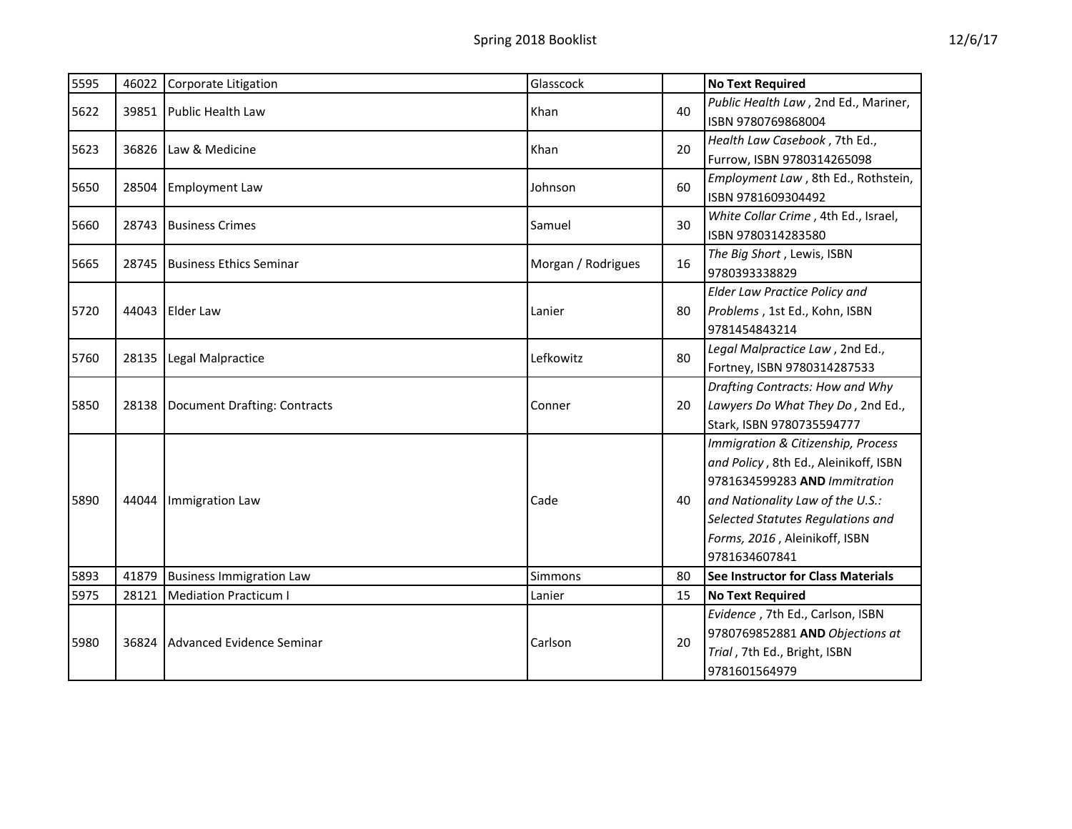| | | | | | |
|---|---|---|---|---|---|
| 5595 | 46022 | Corporate Litigation | Glasscock | | **No Text Required** |
| 5622 | 39851 | Public Health Law | Khan | 40 | *Public Health Law* , 2nd Ed., Mariner, ISBN 9780769868004 |
| 5623 | 36826 | Law & Medicine | Khan | 20 | *Health Law Casebook* , 7th Ed., Furrow, ISBN 9780314265098 |
| 5650 | 28504 | Employment Law | Johnson | 60 | *Employment Law* , 8th Ed., Rothstein, ISBN 9781609304492 |
| 5660 | 28743 | Business Crimes | Samuel | 30 | *White Collar Crime* , 4th Ed., Israel, ISBN 9780314283580 |
| 5665 | 28745 | Business Ethics Seminar | Morgan / Rodrigues | 16 | *The Big Short* , Lewis, ISBN 9780393338829 |
| 5720 | 44043 | Elder Law | Lanier | 80 | *Elder Law Practice Policy and Problems* , 1st Ed., Kohn, ISBN 9781454843214 |
| 5760 | 28135 | Legal Malpractice | Lefkowitz | 80 | *Legal Malpractice Law* , 2nd Ed., Fortney, ISBN 9780314287533 |
| 5850 | 28138 | Document Drafting: Contracts | Conner | 20 | *Drafting Contracts: How and Why Lawyers Do What They Do* , 2nd Ed., Stark, ISBN 9780735594777 |
| 5890 | 44044 | Immigration Law | Cade | 40 | *Immigration & Citizenship, Process and Policy* , 8th Ed., Aleinikoff, ISBN 9781634599283 **AND** *Immitration and Nationality Law of the U.S.: Selected Statutes Regulations and Forms, 2016* , Aleinikoff, ISBN 9781634607841 |
| 5893 | 41879 | Business Immigration Law | Simmons | 80 | **See Instructor for Class Materials** |
| 5975 | 28121 | Mediation Practicum I | Lanier | 15 | **No Text Required** |
| 5980 | 36824 | Advanced Evidence Seminar | Carlson | 20 | *Evidence* , 7th Ed., Carlson, ISBN 9780769852881 **AND** *Objections at Trial* , 7th Ed., Bright, ISBN 9781601564979 |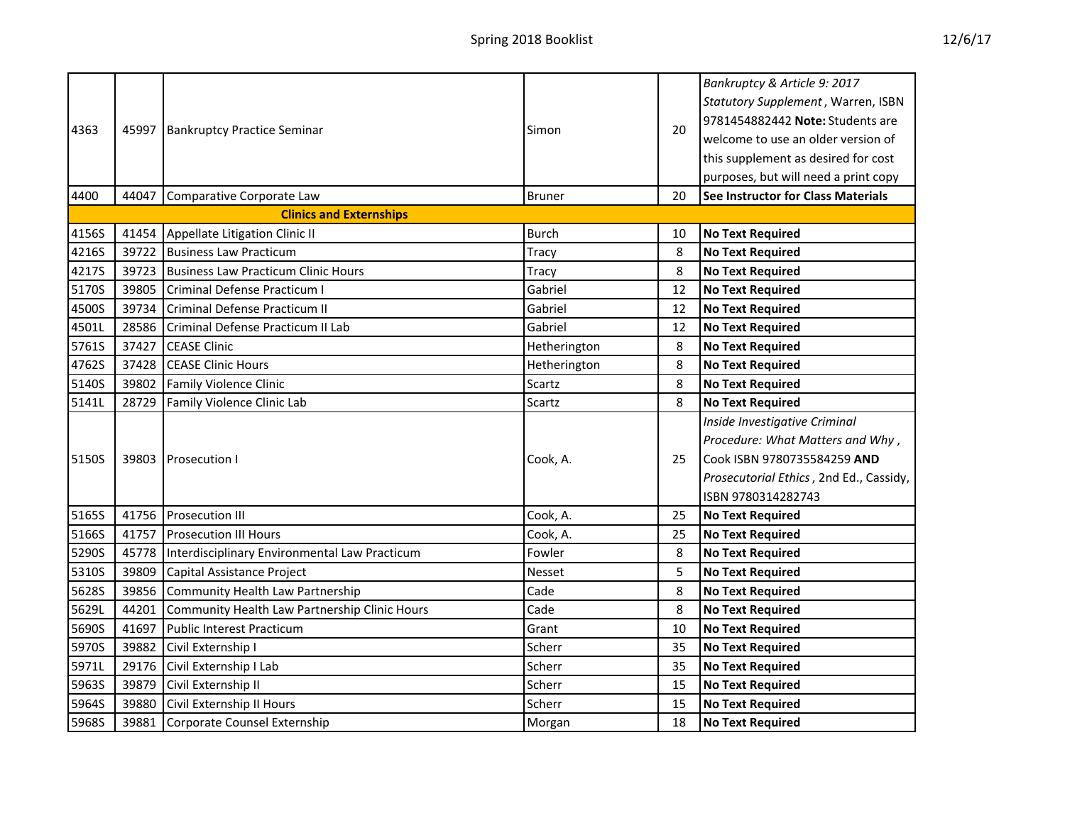| | | | | | |
|---|---|---|---|---|---|
| 4363 | 45997 | Bankruptcy Practice Seminar | Simon | 20 | *Bankruptcy & Article 9: 2017 Statutory Supplement* , Warren, ISBN 9781454882442 **Note:** Students are welcome to use an older version of this supplement as desired for cost purposes, but will need a print copy |
| 4400 | 44047 | Comparative Corporate Law | Bruner | 20 | **See Instructor for Class Materials** |
| **Clinics and Externships** | | | | | |
| 4156S | 41454 | Appellate Litigation Clinic II | Burch | 10 | **No Text Required** |
| 4216S | 39722 | Business Law Practicum | Tracy | 8 | **No Text Required** |
| 4217S | 39723 | Business Law Practicum Clinic Hours | Tracy | 8 | **No Text Required** |
| 5170S | 39805 | Criminal Defense Practicum I | Gabriel | 12 | **No Text Required** |
| 4500S | 39734 | Criminal Defense Practicum II | Gabriel | 12 | **No Text Required** |
| 4501L | 28586 | Criminal Defense Practicum II Lab | Gabriel | 12 | **No Text Required** |
| 5761S | 37427 | CEASE Clinic | Hetherington | 8 | **No Text Required** |
| 4762S | 37428 | CEASE Clinic Hours | Hetherington | 8 | **No Text Required** |
| 5140S | 39802 | Family Violence Clinic | Scartz | 8 | **No Text Required** |
| 5141L | 28729 | Family Violence Clinic Lab | Scartz | 8 | **No Text Required** |
| 5150S | 39803 | Prosecution I | Cook, A. | 25 | *Inside Investigative Criminal Procedure: What Matters and Why* , Cook ISBN 9780735584259 **AND** *Prosecutorial Ethics* , 2nd Ed., Cassidy, ISBN 9780314282743 |
| 5165S | 41756 | Prosecution III | Cook, A. | 25 | **No Text Required** |
| 5166S | 41757 | Prosecution III Hours | Cook, A. | 25 | **No Text Required** |
| 5290S | 45778 | Interdisciplinary Environmental Law Practicum | Fowler | 8 | **No Text Required** |
| 5310S | 39809 | Capital Assistance Project | Nesset | 5 | **No Text Required** |
| 5628S | 39856 | Community Health Law Partnership | Cade | 8 | **No Text Required** |
| 5629L | 44201 | Community Health Law Partnership Clinic Hours | Cade | 8 | **No Text Required** |
| 5690S | 41697 | Public Interest Practicum | Grant | 10 | **No Text Required** |
| 5970S | 39882 | Civil Externship I | Scherr | 35 | **No Text Required** |
| 5971L | 29176 | Civil Externship I Lab | Scherr | 35 | **No Text Required** |
| 5963S | 39879 | Civil Externship II | Scherr | 15 | **No Text Required** |
| 5964S | 39880 | Civil Externship II Hours | Scherr | 15 | **No Text Required** |
| 5968S | 39881 | Corporate Counsel Externship | Morgan | 18 | **No Text Required** |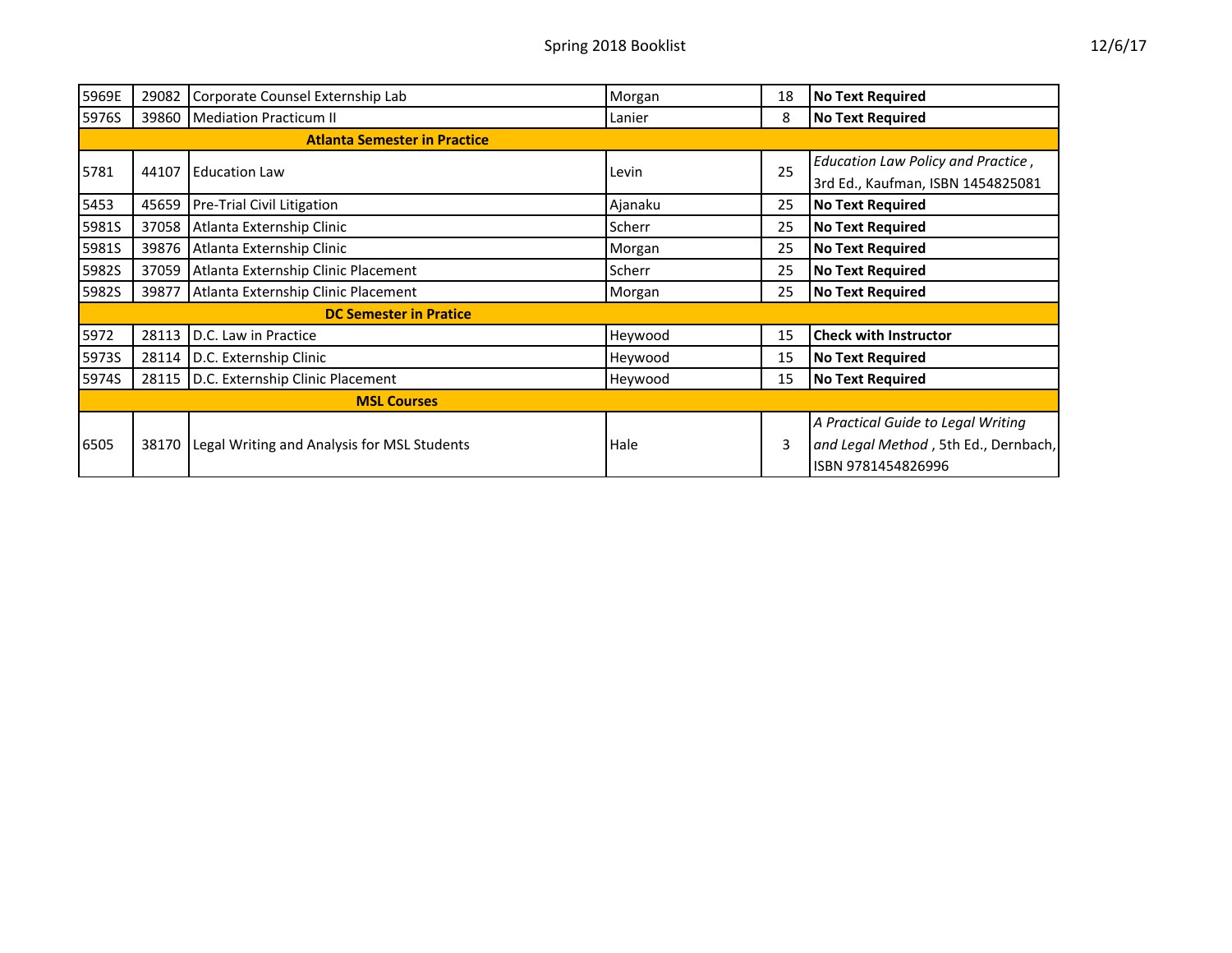| | | | | | |
|---|---|---|---|---|---|
| 5969E | 29082 | Corporate Counsel Externship Lab | Morgan | 18 | **No Text Required** |
| 5976S | 39860 | Mediation Practicum II | Lanier | 8 | **No Text Required** |
| **Atlanta Semester in Practice** | | | | | |
| 5781 | 44107 | Education Law | Levin | 25 | *Education Law Policy and Practice* , 3rd Ed., Kaufman, ISBN 1454825081 |
| 5453 | 45659 | Pre-Trial Civil Litigation | Ajanaku | 25 | **No Text Required** |
| 5981S | 37058 | Atlanta Externship Clinic | Scherr | 25 | **No Text Required** |
| 5981S | 39876 | Atlanta Externship Clinic | Morgan | 25 | **No Text Required** |
| 5982S | 37059 | Atlanta Externship Clinic Placement | Scherr | 25 | **No Text Required** |
| 5982S | 39877 | Atlanta Externship Clinic Placement | Morgan | 25 | **No Text Required** |
| **DC Semester in Pratice** | | | | | |
| 5972 | 28113 | D.C. Law in Practice | Heywood | 15 | **Check with Instructor** |
| 5973S | 28114 | D.C. Externship Clinic | Heywood | 15 | **No Text Required** |
| 5974S | 28115 | D.C. Externship Clinic Placement | Heywood | 15 | **No Text Required** |
| **MSL Courses** | | | | | |
| 6505 | 38170 | Legal Writing and Analysis for MSL Students | Hale | 3 | *A Practical Guide to Legal Writing and Legal Method* , 5th Ed., Dernbach, ISBN 9781454826996 |